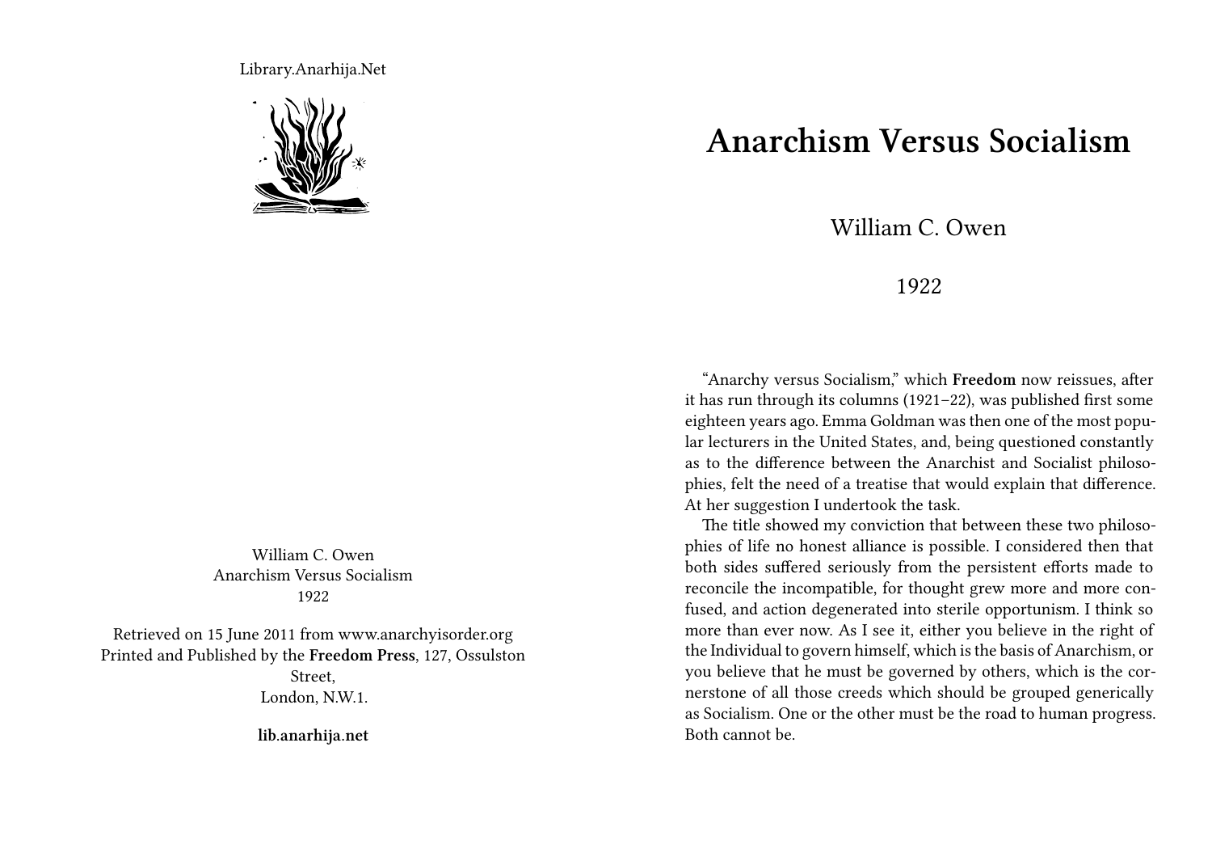Library.Anarhija.Net

William C. Owen
Anarchism Versus Socialism
1922

Retrieved on 15 June 2011 from www.anarchyisorder.org
Printed and Published by the **Freedom Press**, 127, Ossulston Street,
London, N.W.1.

**lib.anarhija.net**

# Anarchism Versus Socialism

William C. Owen

1922

"Anarchy versus Socialism," which **Freedom** now reissues, after it has run through its columns (1921–22), was published first some eighteen years ago. Emma Goldman was then one of the most popular lecturers in the United States, and, being questioned constantly as to the difference between the Anarchist and Socialist philosophies, felt the need of a treatise that would explain that difference. At her suggestion I undertook the task.

The title showed my conviction that between these two philosophies of life no honest alliance is possible. I considered then that both sides suffered seriously from the persistent efforts made to reconcile the incompatible, for thought grew more and more confused, and action degenerated into sterile opportunism. I think so more than ever now. As I see it, either you believe in the right of the Individual to govern himself, which is the basis of Anarchism, or you believe that he must be governed by others, which is the cornerstone of all those creeds which should be grouped generically as Socialism. One or the other must be the road to human progress. Both cannot be.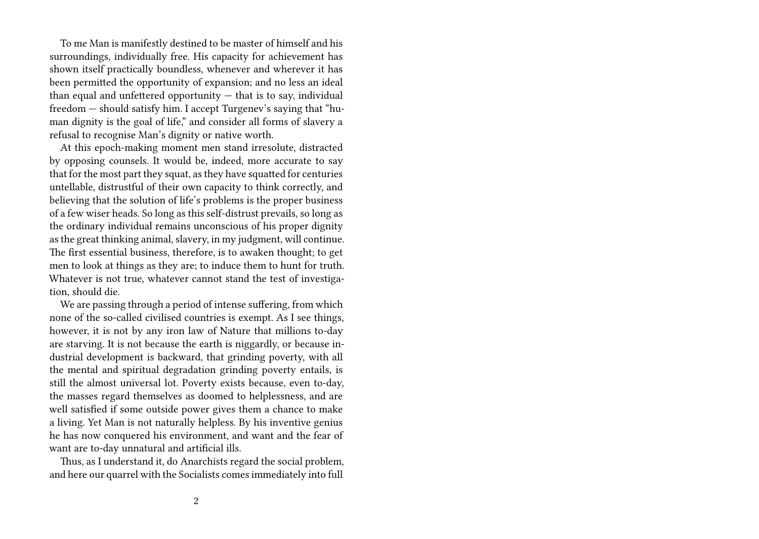To me Man is manifestly destined to be master of himself and his surroundings, individually free. His capacity for achievement has shown itself practically boundless, whenever and wherever it has been permitted the opportunity of expansion; and no less an ideal than equal and unfettered opportunity — that is to say, individual freedom — should satisfy him. I accept Turgenev's saying that "human dignity is the goal of life," and consider all forms of slavery a refusal to recognise Man's dignity or native worth.

At this epoch-making moment men stand irresolute, distracted by opposing counsels. It would be, indeed, more accurate to say that for the most part they squat, as they have squatted for centuries untellable, distrustful of their own capacity to think correctly, and believing that the solution of life's problems is the proper business of a few wiser heads. So long as this self-distrust prevails, so long as the ordinary individual remains unconscious of his proper dignity as the great thinking animal, slavery, in my judgment, will continue. The first essential business, therefore, is to awaken thought; to get men to look at things as they are; to induce them to hunt for truth. Whatever is not true, whatever cannot stand the test of investigation, should die.

We are passing through a period of intense suffering, from which none of the so-called civilised countries is exempt. As I see things, however, it is not by any iron law of Nature that millions to-day are starving. It is not because the earth is niggardly, or because industrial development is backward, that grinding poverty, with all the mental and spiritual degradation grinding poverty entails, is still the almost universal lot. Poverty exists because, even to-day, the masses regard themselves as doomed to helplessness, and are well satisfied if some outside power gives them a chance to make a living. Yet Man is not naturally helpless. By his inventive genius he has now conquered his environment, and want and the fear of want are to-day unnatural and artificial ills.

Thus, as I understand it, do Anarchists regard the social problem, and here our quarrel with the Socialists comes immediately into full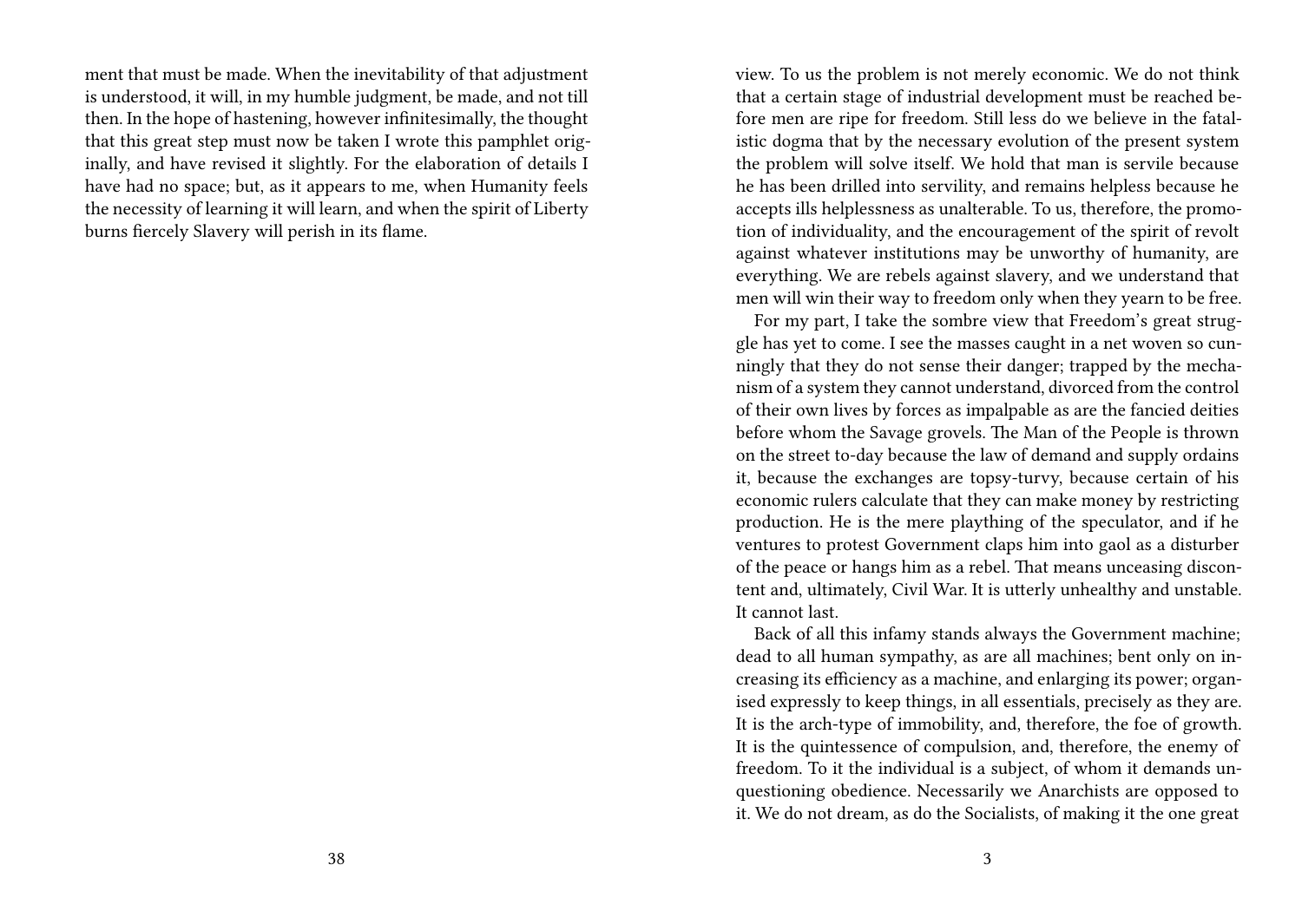ment that must be made. When the inevitability of that adjustment is understood, it will, in my humble judgment, be made, and not till then. In the hope of hastening, however infinitesimally, the thought that this great step must now be taken I wrote this pamphlet originally, and have revised it slightly. For the elaboration of details I have had no space; but, as it appears to me, when Humanity feels the necessity of learning it will learn, and when the spirit of Liberty burns fiercely Slavery will perish in its flame.

view. To us the problem is not merely economic. We do not think that a certain stage of industrial development must be reached before men are ripe for freedom. Still less do we believe in the fatalistic dogma that by the necessary evolution of the present system the problem will solve itself. We hold that man is servile because he has been drilled into servility, and remains helpless because he accepts ills helplessness as unalterable. To us, therefore, the promotion of individuality, and the encouragement of the spirit of revolt against whatever institutions may be unworthy of humanity, are everything. We are rebels against slavery, and we understand that men will win their way to freedom only when they yearn to be free.

For my part, I take the sombre view that Freedom's great struggle has yet to come. I see the masses caught in a net woven so cunningly that they do not sense their danger; trapped by the mechanism of a system they cannot understand, divorced from the control of their own lives by forces as impalpable as are the fancied deities before whom the Savage grovels. The Man of the People is thrown on the street to-day because the law of demand and supply ordains it, because the exchanges are topsy-turvy, because certain of his economic rulers calculate that they can make money by restricting production. He is the mere plaything of the speculator, and if he ventures to protest Government claps him into gaol as a disturber of the peace or hangs him as a rebel. That means unceasing discontent and, ultimately, Civil War. It is utterly unhealthy and unstable. It cannot last.

Back of all this infamy stands always the Government machine; dead to all human sympathy, as are all machines; bent only on increasing its efficiency as a machine, and enlarging its power; organised expressly to keep things, in all essentials, precisely as they are. It is the arch-type of immobility, and, therefore, the foe of growth. It is the quintessence of compulsion, and, therefore, the enemy of freedom. To it the individual is a subject, of whom it demands unquestioning obedience. Necessarily we Anarchists are opposed to it. We do not dream, as do the Socialists, of making it the one great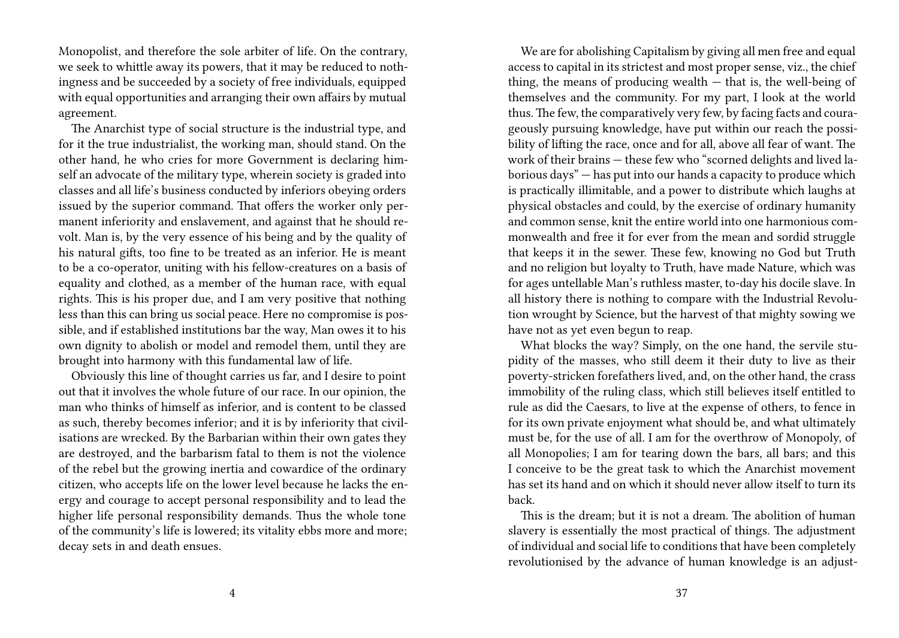Monopolist, and therefore the sole arbiter of life. On the contrary, we seek to whittle away its powers, that it may be reduced to nothingness and be succeeded by a society of free individuals, equipped with equal opportunities and arranging their own affairs by mutual agreement.

The Anarchist type of social structure is the industrial type, and for it the true industrialist, the working man, should stand. On the other hand, he who cries for more Government is declaring himself an advocate of the military type, wherein society is graded into classes and all life's business conducted by inferiors obeying orders issued by the superior command. That offers the worker only permanent inferiority and enslavement, and against that he should revolt. Man is, by the very essence of his being and by the quality of his natural gifts, too fine to be treated as an inferior. He is meant to be a co-operator, uniting with his fellow-creatures on a basis of equality and clothed, as a member of the human race, with equal rights. This is his proper due, and I am very positive that nothing less than this can bring us social peace. Here no compromise is possible, and if established institutions bar the way, Man owes it to his own dignity to abolish or model and remodel them, until they are brought into harmony with this fundamental law of life.

Obviously this line of thought carries us far, and I desire to point out that it involves the whole future of our race. In our opinion, the man who thinks of himself as inferior, and is content to be classed as such, thereby becomes inferior; and it is by inferiority that civilisations are wrecked. By the Barbarian within their own gates they are destroyed, and the barbarism fatal to them is not the violence of the rebel but the growing inertia and cowardice of the ordinary citizen, who accepts life on the lower level because he lacks the energy and courage to accept personal responsibility and to lead the higher life personal responsibility demands. Thus the whole tone of the community's life is lowered; its vitality ebbs more and more; decay sets in and death ensues.

We are for abolishing Capitalism by giving all men free and equal access to capital in its strictest and most proper sense, viz., the chief thing, the means of producing wealth — that is, the well-being of themselves and the community. For my part, I look at the world thus. The few, the comparatively very few, by facing facts and courageously pursuing knowledge, have put within our reach the possibility of lifting the race, once and for all, above all fear of want. The work of their brains — these few who "scorned delights and lived laborious days" — has put into our hands a capacity to produce which is practically illimitable, and a power to distribute which laughs at physical obstacles and could, by the exercise of ordinary humanity and common sense, knit the entire world into one harmonious commonwealth and free it for ever from the mean and sordid struggle that keeps it in the sewer. These few, knowing no God but Truth and no religion but loyalty to Truth, have made Nature, which was for ages untellable Man's ruthless master, to-day his docile slave. In all history there is nothing to compare with the Industrial Revolution wrought by Science, but the harvest of that mighty sowing we have not as yet even begun to reap.

What blocks the way? Simply, on the one hand, the servile stupidity of the masses, who still deem it their duty to live as their poverty-stricken forefathers lived, and, on the other hand, the crass immobility of the ruling class, which still believes itself entitled to rule as did the Caesars, to live at the expense of others, to fence in for its own private enjoyment what should be, and what ultimately must be, for the use of all. I am for the overthrow of Monopoly, of all Monopolies; I am for tearing down the bars, all bars; and this I conceive to be the great task to which the Anarchist movement has set its hand and on which it should never allow itself to turn its back.

This is the dream; but it is not a dream. The abolition of human slavery is essentially the most practical of things. The adjustment of individual and social life to conditions that have been completely revolutionised by the advance of human knowledge is an adjust-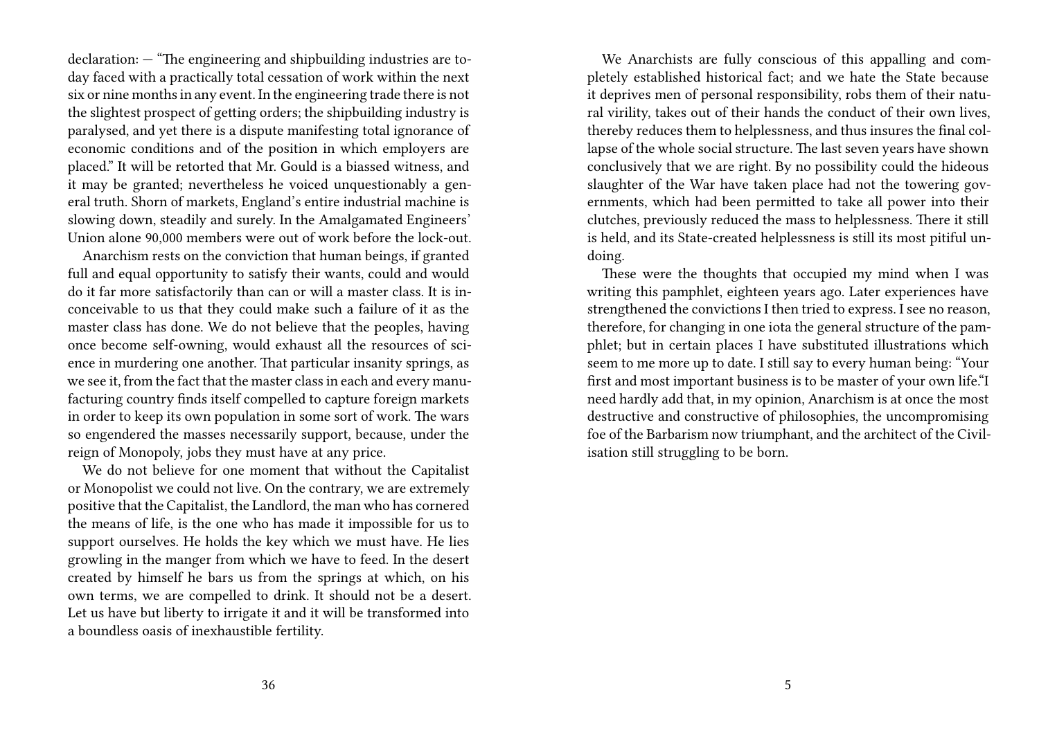declaration: — "The engineering and shipbuilding industries are today faced with a practically total cessation of work within the next six or nine months in any event. In the engineering trade there is not the slightest prospect of getting orders; the shipbuilding industry is paralysed, and yet there is a dispute manifesting total ignorance of economic conditions and of the position in which employers are placed." It will be retorted that Mr. Gould is a biassed witness, and it may be granted; nevertheless he voiced unquestionably a general truth. Shorn of markets, England's entire industrial machine is slowing down, steadily and surely. In the Amalgamated Engineers' Union alone 90,000 members were out of work before the lock-out.

Anarchism rests on the conviction that human beings, if granted full and equal opportunity to satisfy their wants, could and would do it far more satisfactorily than can or will a master class. It is inconceivable to us that they could make such a failure of it as the master class has done. We do not believe that the peoples, having once become self-owning, would exhaust all the resources of science in murdering one another. That particular insanity springs, as we see it, from the fact that the master class in each and every manufacturing country finds itself compelled to capture foreign markets in order to keep its own population in some sort of work. The wars so engendered the masses necessarily support, because, under the reign of Monopoly, jobs they must have at any price.

We do not believe for one moment that without the Capitalist or Monopolist we could not live. On the contrary, we are extremely positive that the Capitalist, the Landlord, the man who has cornered the means of life, is the one who has made it impossible for us to support ourselves. He holds the key which we must have. He lies growling in the manger from which we have to feed. In the desert created by himself he bars us from the springs at which, on his own terms, we are compelled to drink. It should not be a desert. Let us have but liberty to irrigate it and it will be transformed into a boundless oasis of inexhaustible fertility.

We Anarchists are fully conscious of this appalling and completely established historical fact; and we hate the State because it deprives men of personal responsibility, robs them of their natural virility, takes out of their hands the conduct of their own lives, thereby reduces them to helplessness, and thus insures the final collapse of the whole social structure. The last seven years have shown conclusively that we are right. By no possibility could the hideous slaughter of the War have taken place had not the towering governments, which had been permitted to take all power into their clutches, previously reduced the mass to helplessness. There it still is held, and its State-created helplessness is still its most pitiful undoing.

These were the thoughts that occupied my mind when I was writing this pamphlet, eighteen years ago. Later experiences have strengthened the convictions I then tried to express. I see no reason, therefore, for changing in one iota the general structure of the pamphlet; but in certain places I have substituted illustrations which seem to me more up to date. I still say to every human being: "Your first and most important business is to be master of your own life."I need hardly add that, in my opinion, Anarchism is at once the most destructive and constructive of philosophies, the uncompromising foe of the Barbarism now triumphant, and the architect of the Civilisation still struggling to be born.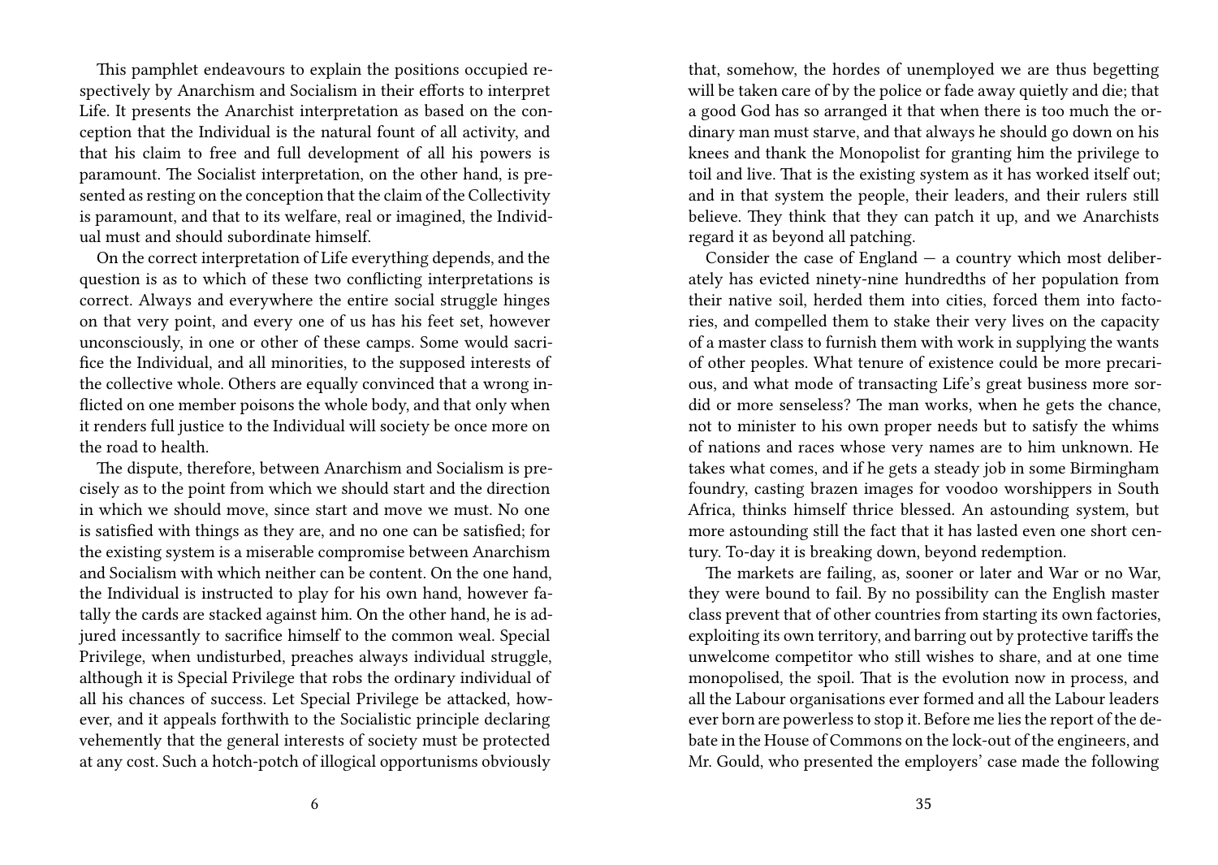This pamphlet endeavours to explain the positions occupied respectively by Anarchism and Socialism in their efforts to interpret Life. It presents the Anarchist interpretation as based on the conception that the Individual is the natural fount of all activity, and that his claim to free and full development of all his powers is paramount. The Socialist interpretation, on the other hand, is presented as resting on the conception that the claim of the Collectivity is paramount, and that to its welfare, real or imagined, the Individual must and should subordinate himself.

On the correct interpretation of Life everything depends, and the question is as to which of these two conflicting interpretations is correct. Always and everywhere the entire social struggle hinges on that very point, and every one of us has his feet set, however unconsciously, in one or other of these camps. Some would sacrifice the Individual, and all minorities, to the supposed interests of the collective whole. Others are equally convinced that a wrong inflicted on one member poisons the whole body, and that only when it renders full justice to the Individual will society be once more on the road to health.

The dispute, therefore, between Anarchism and Socialism is precisely as to the point from which we should start and the direction in which we should move, since start and move we must. No one is satisfied with things as they are, and no one can be satisfied; for the existing system is a miserable compromise between Anarchism and Socialism with which neither can be content. On the one hand, the Individual is instructed to play for his own hand, however fatally the cards are stacked against him. On the other hand, he is adjured incessantly to sacrifice himself to the common weal. Special Privilege, when undisturbed, preaches always individual struggle, although it is Special Privilege that robs the ordinary individual of all his chances of success. Let Special Privilege be attacked, however, and it appeals forthwith to the Socialistic principle declaring vehemently that the general interests of society must be protected at any cost. Such a hotch-potch of illogical opportunisms obviously

that, somehow, the hordes of unemployed we are thus begetting will be taken care of by the police or fade away quietly and die; that a good God has so arranged it that when there is too much the ordinary man must starve, and that always he should go down on his knees and thank the Monopolist for granting him the privilege to toil and live. That is the existing system as it has worked itself out; and in that system the people, their leaders, and their rulers still believe. They think that they can patch it up, and we Anarchists regard it as beyond all patching.

Consider the case of England — a country which most deliberately has evicted ninety-nine hundredths of her population from their native soil, herded them into cities, forced them into factories, and compelled them to stake their very lives on the capacity of a master class to furnish them with work in supplying the wants of other peoples. What tenure of existence could be more precarious, and what mode of transacting Life's great business more sordid or more senseless? The man works, when he gets the chance, not to minister to his own proper needs but to satisfy the whims of nations and races whose very names are to him unknown. He takes what comes, and if he gets a steady job in some Birmingham foundry, casting brazen images for voodoo worshippers in South Africa, thinks himself thrice blessed. An astounding system, but more astounding still the fact that it has lasted even one short century. To-day it is breaking down, beyond redemption.

The markets are failing, as, sooner or later and War or no War, they were bound to fail. By no possibility can the English master class prevent that of other countries from starting its own factories, exploiting its own territory, and barring out by protective tariffs the unwelcome competitor who still wishes to share, and at one time monopolised, the spoil. That is the evolution now in process, and all the Labour organisations ever formed and all the Labour leaders ever born are powerless to stop it. Before me lies the report of the debate in the House of Commons on the lock-out of the engineers, and Mr. Gould, who presented the employers' case made the following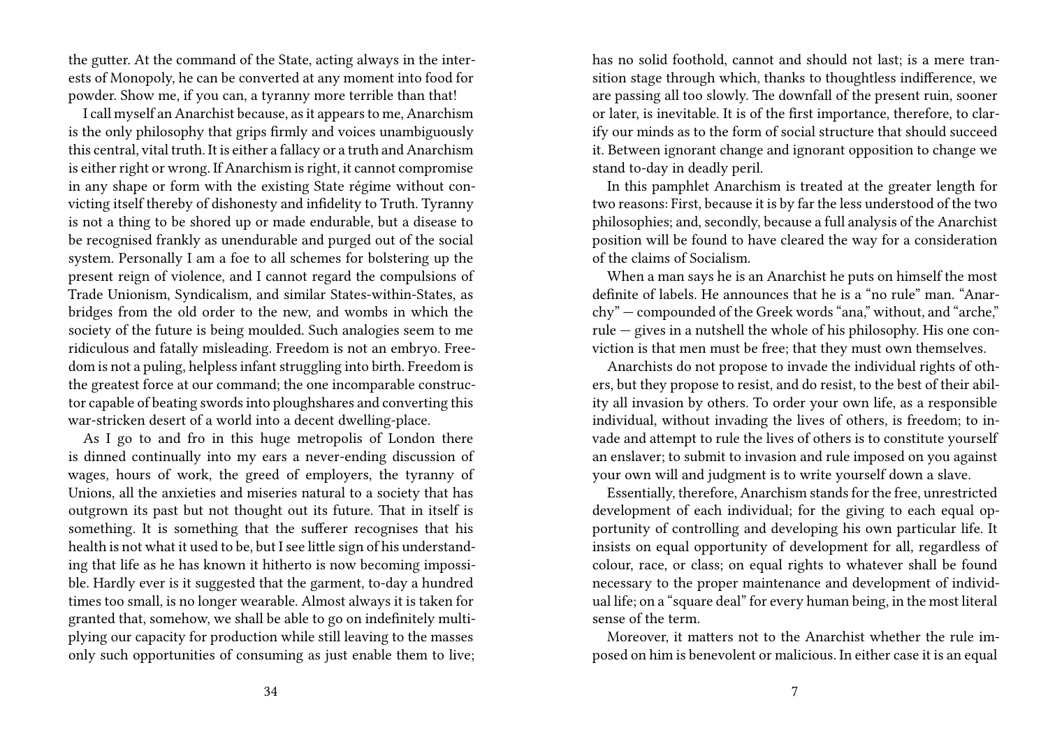the gutter. At the command of the State, acting always in the interests of Monopoly, he can be converted at any moment into food for powder. Show me, if you can, a tyranny more terrible than that!

I call myself an Anarchist because, as it appears to me, Anarchism is the only philosophy that grips firmly and voices unambiguously this central, vital truth. It is either a fallacy or a truth and Anarchism is either right or wrong. If Anarchism is right, it cannot compromise in any shape or form with the existing State régime without convicting itself thereby of dishonesty and infidelity to Truth. Tyranny is not a thing to be shored up or made endurable, but a disease to be recognised frankly as unendurable and purged out of the social system. Personally I am a foe to all schemes for bolstering up the present reign of violence, and I cannot regard the compulsions of Trade Unionism, Syndicalism, and similar States-within-States, as bridges from the old order to the new, and wombs in which the society of the future is being moulded. Such analogies seem to me ridiculous and fatally misleading. Freedom is not an embryo. Freedom is not a puling, helpless infant struggling into birth. Freedom is the greatest force at our command; the one incomparable constructor capable of beating swords into ploughshares and converting this war-stricken desert of a world into a decent dwelling-place.

As I go to and fro in this huge metropolis of London there is dinned continually into my ears a never-ending discussion of wages, hours of work, the greed of employers, the tyranny of Unions, all the anxieties and miseries natural to a society that has outgrown its past but not thought out its future. That in itself is something. It is something that the sufferer recognises that his health is not what it used to be, but I see little sign of his understanding that life as he has known it hitherto is now becoming impossible. Hardly ever is it suggested that the garment, to-day a hundred times too small, is no longer wearable. Almost always it is taken for granted that, somehow, we shall be able to go on indefinitely multiplying our capacity for production while still leaving to the masses only such opportunities of consuming as just enable them to live;

has no solid foothold, cannot and should not last; is a mere transition stage through which, thanks to thoughtless indifference, we are passing all too slowly. The downfall of the present ruin, sooner or later, is inevitable. It is of the first importance, therefore, to clarify our minds as to the form of social structure that should succeed it. Between ignorant change and ignorant opposition to change we stand to-day in deadly peril.

In this pamphlet Anarchism is treated at the greater length for two reasons: First, because it is by far the less understood of the two philosophies; and, secondly, because a full analysis of the Anarchist position will be found to have cleared the way for a consideration of the claims of Socialism.

When a man says he is an Anarchist he puts on himself the most definite of labels. He announces that he is a "no rule" man. "Anarchy" — compounded of the Greek words "ana," without, and "arche," rule — gives in a nutshell the whole of his philosophy. His one conviction is that men must be free; that they must own themselves.

Anarchists do not propose to invade the individual rights of others, but they propose to resist, and do resist, to the best of their ability all invasion by others. To order your own life, as a responsible individual, without invading the lives of others, is freedom; to invade and attempt to rule the lives of others is to constitute yourself an enslaver; to submit to invasion and rule imposed on you against your own will and judgment is to write yourself down a slave.

Essentially, therefore, Anarchism stands for the free, unrestricted development of each individual; for the giving to each equal opportunity of controlling and developing his own particular life. It insists on equal opportunity of development for all, regardless of colour, race, or class; on equal rights to whatever shall be found necessary to the proper maintenance and development of individual life; on a "square deal" for every human being, in the most literal sense of the term.

Moreover, it matters not to the Anarchist whether the rule imposed on him is benevolent or malicious. In either case it is an equal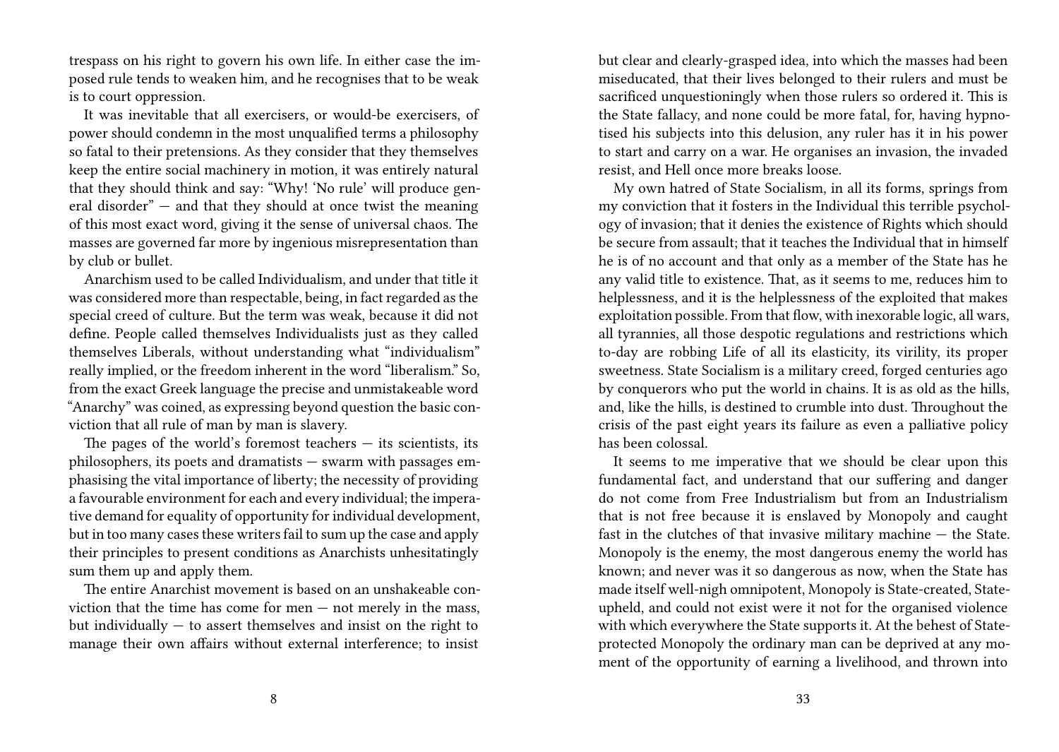trespass on his right to govern his own life. In either case the imposed rule tends to weaken him, and he recognises that to be weak is to court oppression.

It was inevitable that all exercisers, or would-be exercisers, of power should condemn in the most unqualified terms a philosophy so fatal to their pretensions. As they consider that they themselves keep the entire social machinery in motion, it was entirely natural that they should think and say: "Why! 'No rule' will produce general disorder" — and that they should at once twist the meaning of this most exact word, giving it the sense of universal chaos. The masses are governed far more by ingenious misrepresentation than by club or bullet.

Anarchism used to be called Individualism, and under that title it was considered more than respectable, being, in fact regarded as the special creed of culture. But the term was weak, because it did not define. People called themselves Individualists just as they called themselves Liberals, without understanding what "individualism" really implied, or the freedom inherent in the word "liberalism." So, from the exact Greek language the precise and unmistakeable word "Anarchy" was coined, as expressing beyond question the basic conviction that all rule of man by man is slavery.

The pages of the world's foremost teachers — its scientists, its philosophers, its poets and dramatists — swarm with passages emphasising the vital importance of liberty; the necessity of providing a favourable environment for each and every individual; the imperative demand for equality of opportunity for individual development, but in too many cases these writers fail to sum up the case and apply their principles to present conditions as Anarchists unhesitatingly sum them up and apply them.

The entire Anarchist movement is based on an unshakeable conviction that the time has come for men — not merely in the mass, but individually — to assert themselves and insist on the right to manage their own affairs without external interference; to insist

but clear and clearly-grasped idea, into which the masses had been miseducated, that their lives belonged to their rulers and must be sacrificed unquestioningly when those rulers so ordered it. This is the State fallacy, and none could be more fatal, for, having hypnotised his subjects into this delusion, any ruler has it in his power to start and carry on a war. He organises an invasion, the invaded resist, and Hell once more breaks loose.

My own hatred of State Socialism, in all its forms, springs from my conviction that it fosters in the Individual this terrible psychology of invasion; that it denies the existence of Rights which should be secure from assault; that it teaches the Individual that in himself he is of no account and that only as a member of the State has he any valid title to existence. That, as it seems to me, reduces him to helplessness, and it is the helplessness of the exploited that makes exploitation possible. From that flow, with inexorable logic, all wars, all tyrannies, all those despotic regulations and restrictions which to-day are robbing Life of all its elasticity, its virility, its proper sweetness. State Socialism is a military creed, forged centuries ago by conquerors who put the world in chains. It is as old as the hills, and, like the hills, is destined to crumble into dust. Throughout the crisis of the past eight years its failure as even a palliative policy has been colossal.

It seems to me imperative that we should be clear upon this fundamental fact, and understand that our suffering and danger do not come from Free Industrialism but from an Industrialism that is not free because it is enslaved by Monopoly and caught fast in the clutches of that invasive military machine — the State. Monopoly is the enemy, the most dangerous enemy the world has known; and never was it so dangerous as now, when the State has made itself well-nigh omnipotent, Monopoly is State-created, State-upheld, and could not exist were it not for the organised violence with which everywhere the State supports it. At the behest of State-protected Monopoly the ordinary man can be deprived at any moment of the opportunity of earning a livelihood, and thrown into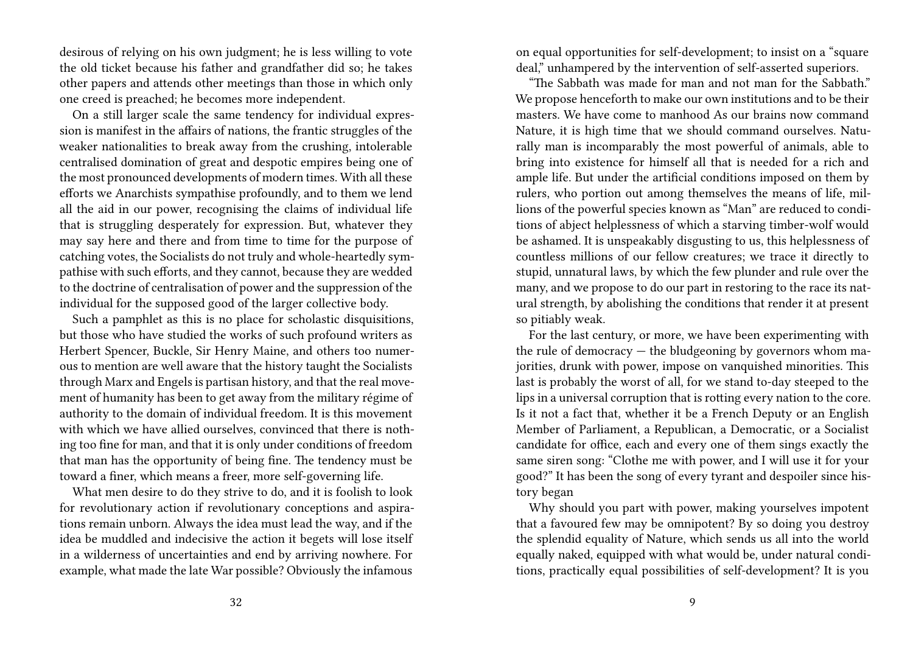desirous of relying on his own judgment; he is less willing to vote the old ticket because his father and grandfather did so; he takes other papers and attends other meetings than those in which only one creed is preached; he becomes more independent.

On a still larger scale the same tendency for individual expression is manifest in the affairs of nations, the frantic struggles of the weaker nationalities to break away from the crushing, intolerable centralised domination of great and despotic empires being one of the most pronounced developments of modern times. With all these efforts we Anarchists sympathise profoundly, and to them we lend all the aid in our power, recognising the claims of individual life that is struggling desperately for expression. But, whatever they may say here and there and from time to time for the purpose of catching votes, the Socialists do not truly and whole-heartedly sympathise with such efforts, and they cannot, because they are wedded to the doctrine of centralisation of power and the suppression of the individual for the supposed good of the larger collective body.

Such a pamphlet as this is no place for scholastic disquisitions, but those who have studied the works of such profound writers as Herbert Spencer, Buckle, Sir Henry Maine, and others too numerous to mention are well aware that the history taught the Socialists through Marx and Engels is partisan history, and that the real movement of humanity has been to get away from the military régime of authority to the domain of individual freedom. It is this movement with which we have allied ourselves, convinced that there is nothing too fine for man, and that it is only under conditions of freedom that man has the opportunity of being fine. The tendency must be toward a finer, which means a freer, more self-governing life.

What men desire to do they strive to do, and it is foolish to look for revolutionary action if revolutionary conceptions and aspirations remain unborn. Always the idea must lead the way, and if the idea be muddled and indecisive the action it begets will lose itself in a wilderness of uncertainties and end by arriving nowhere. For example, what made the late War possible? Obviously the infamous

on equal opportunities for self-development; to insist on a "square deal," unhampered by the intervention of self-asserted superiors.

"The Sabbath was made for man and not man for the Sabbath." We propose henceforth to make our own institutions and to be their masters. We have come to manhood As our brains now command Nature, it is high time that we should command ourselves. Naturally man is incomparably the most powerful of animals, able to bring into existence for himself all that is needed for a rich and ample life. But under the artificial conditions imposed on them by rulers, who portion out among themselves the means of life, millions of the powerful species known as "Man" are reduced to conditions of abject helplessness of which a starving timber-wolf would be ashamed. It is unspeakably disgusting to us, this helplessness of countless millions of our fellow creatures; we trace it directly to stupid, unnatural laws, by which the few plunder and rule over the many, and we propose to do our part in restoring to the race its natural strength, by abolishing the conditions that render it at present so pitiably weak.

For the last century, or more, we have been experimenting with the rule of democracy — the bludgeoning by governors whom majorities, drunk with power, impose on vanquished minorities. This last is probably the worst of all, for we stand to-day steeped to the lips in a universal corruption that is rotting every nation to the core. Is it not a fact that, whether it be a French Deputy or an English Member of Parliament, a Republican, a Democratic, or a Socialist candidate for office, each and every one of them sings exactly the same siren song: "Clothe me with power, and I will use it for your good?" It has been the song of every tyrant and despoiler since history began

Why should you part with power, making yourselves impotent that a favoured few may be omnipotent? By so doing you destroy the splendid equality of Nature, which sends us all into the world equally naked, equipped with what would be, under natural conditions, practically equal possibilities of self-development? It is you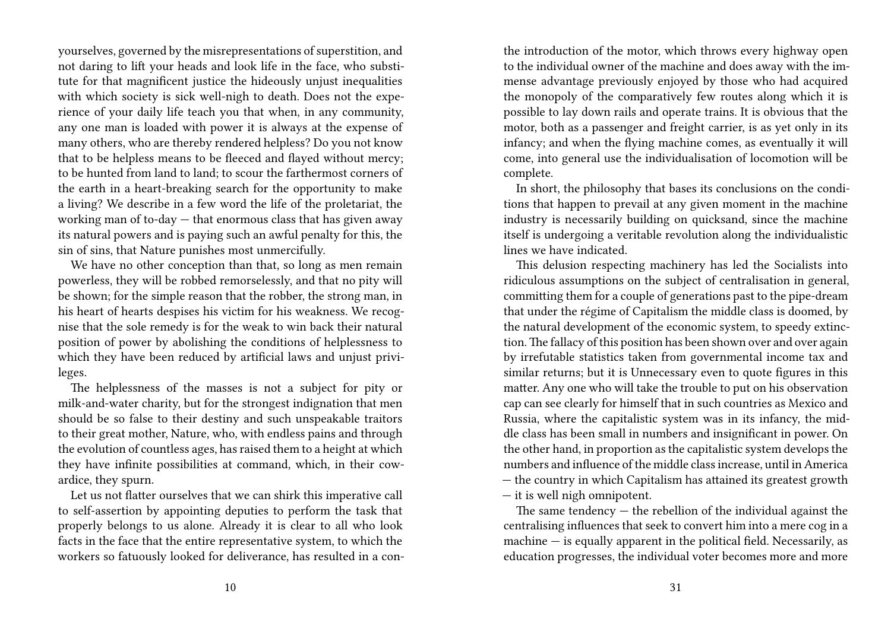yourselves, governed by the misrepresentations of superstition, and not daring to lift your heads and look life in the face, who substitute for that magnificent justice the hideously unjust inequalities with which society is sick well-nigh to death. Does not the experience of your daily life teach you that when, in any community, any one man is loaded with power it is always at the expense of many others, who are thereby rendered helpless? Do you not know that to be helpless means to be fleeced and flayed without mercy; to be hunted from land to land; to scour the farthermost corners of the earth in a heart-breaking search for the opportunity to make a living? We describe in a few word the life of the proletariat, the working man of to-day — that enormous class that has given away its natural powers and is paying such an awful penalty for this, the sin of sins, that Nature punishes most unmercifully.

We have no other conception than that, so long as men remain powerless, they will be robbed remorselessly, and that no pity will be shown; for the simple reason that the robber, the strong man, in his heart of hearts despises his victim for his weakness. We recognise that the sole remedy is for the weak to win back their natural position of power by abolishing the conditions of helplessness to which they have been reduced by artificial laws and unjust privileges.

The helplessness of the masses is not a subject for pity or milk-and-water charity, but for the strongest indignation that men should be so false to their destiny and such unspeakable traitors to their great mother, Nature, who, with endless pains and through the evolution of countless ages, has raised them to a height at which they have infinite possibilities at command, which, in their cowardice, they spurn.

Let us not flatter ourselves that we can shirk this imperative call to self-assertion by appointing deputies to perform the task that properly belongs to us alone. Already it is clear to all who look facts in the face that the entire representative system, to which the workers so fatuously looked for deliverance, has resulted in a con-

the introduction of the motor, which throws every highway open to the individual owner of the machine and does away with the immense advantage previously enjoyed by those who had acquired the monopoly of the comparatively few routes along which it is possible to lay down rails and operate trains. It is obvious that the motor, both as a passenger and freight carrier, is as yet only in its infancy; and when the flying machine comes, as eventually it will come, into general use the individualisation of locomotion will be complete.

In short, the philosophy that bases its conclusions on the conditions that happen to prevail at any given moment in the machine industry is necessarily building on quicksand, since the machine itself is undergoing a veritable revolution along the individualistic lines we have indicated.

This delusion respecting machinery has led the Socialists into ridiculous assumptions on the subject of centralisation in general, committing them for a couple of generations past to the pipe-dream that under the régime of Capitalism the middle class is doomed, by the natural development of the economic system, to speedy extinction. The fallacy of this position has been shown over and over again by irrefutable statistics taken from governmental income tax and similar returns; but it is Unnecessary even to quote figures in this matter. Any one who will take the trouble to put on his observation cap can see clearly for himself that in such countries as Mexico and Russia, where the capitalistic system was in its infancy, the middle class has been small in numbers and insignificant in power. On the other hand, in proportion as the capitalistic system develops the numbers and influence of the middle class increase, until in America — the country in which Capitalism has attained its greatest growth — it is well nigh omnipotent.

The same tendency — the rebellion of the individual against the centralising influences that seek to convert him into a mere cog in a machine — is equally apparent in the political field. Necessarily, as education progresses, the individual voter becomes more and more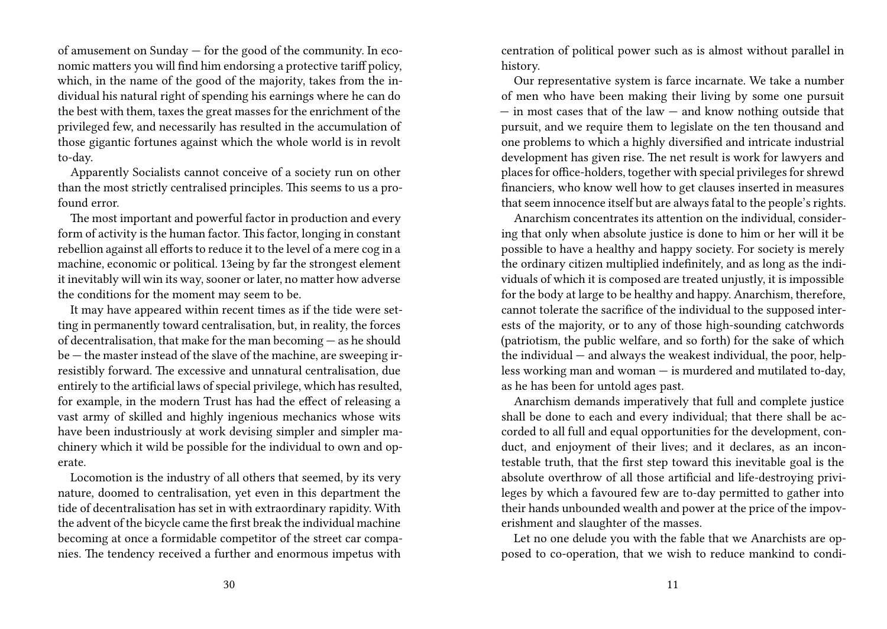of amusement on Sunday — for the good of the community. In economic matters you will find him endorsing a protective tariff policy, which, in the name of the good of the majority, takes from the individual his natural right of spending his earnings where he can do the best with them, taxes the great masses for the enrichment of the privileged few, and necessarily has resulted in the accumulation of those gigantic fortunes against which the whole world is in revolt to-day.

Apparently Socialists cannot conceive of a society run on other than the most strictly centralised principles. This seems to us a profound error.

The most important and powerful factor in production and every form of activity is the human factor. This factor, longing in constant rebellion against all efforts to reduce it to the level of a mere cog in a machine, economic or political. 13eing by far the strongest element it inevitably will win its way, sooner or later, no matter how adverse the conditions for the moment may seem to be.

It may have appeared within recent times as if the tide were setting in permanently toward centralisation, but, in reality, the forces of decentralisation, that make for the man becoming — as he should be — the master instead of the slave of the machine, are sweeping irresistibly forward. The excessive and unnatural centralisation, due entirely to the artificial laws of special privilege, which has resulted, for example, in the modern Trust has had the effect of releasing a vast army of skilled and highly ingenious mechanics whose wits have been industriously at work devising simpler and simpler machinery which it wild be possible for the individual to own and operate.

Locomotion is the industry of all others that seemed, by its very nature, doomed to centralisation, yet even in this department the tide of decentralisation has set in with extraordinary rapidity. With the advent of the bicycle came the first break the individual machine becoming at once a formidable competitor of the street car companies. The tendency received a further and enormous impetus with

centration of political power such as is almost without parallel in history.

Our representative system is farce incarnate. We take a number of men who have been making their living by some one pursuit — in most cases that of the law — and know nothing outside that pursuit, and we require them to legislate on the ten thousand and one problems to which a highly diversified and intricate industrial development has given rise. The net result is work for lawyers and places for office-holders, together with special privileges for shrewd financiers, who know well how to get clauses inserted in measures that seem innocence itself but are always fatal to the people's rights.

Anarchism concentrates its attention on the individual, considering that only when absolute justice is done to him or her will it be possible to have a healthy and happy society. For society is merely the ordinary citizen multiplied indefinitely, and as long as the individuals of which it is composed are treated unjustly, it is impossible for the body at large to be healthy and happy. Anarchism, therefore, cannot tolerate the sacrifice of the individual to the supposed interests of the majority, or to any of those high-sounding catchwords (patriotism, the public welfare, and so forth) for the sake of which the individual — and always the weakest individual, the poor, helpless working man and woman — is murdered and mutilated to-day, as he has been for untold ages past.

Anarchism demands imperatively that full and complete justice shall be done to each and every individual; that there shall be accorded to all full and equal opportunities for the development, conduct, and enjoyment of their lives; and it declares, as an incontestable truth, that the first step toward this inevitable goal is the absolute overthrow of all those artificial and life-destroying privileges by which a favoured few are to-day permitted to gather into their hands unbounded wealth and power at the price of the impoverishment and slaughter of the masses.

Let no one delude you with the fable that we Anarchists are opposed to co-operation, that we wish to reduce mankind to condi-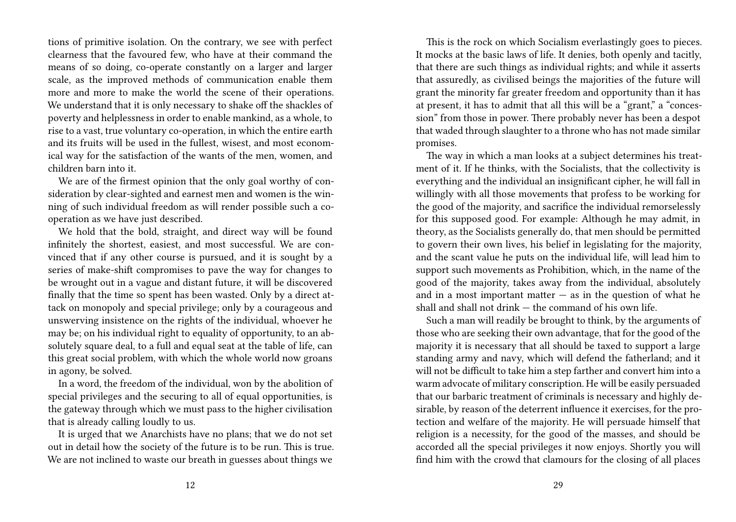tions of primitive isolation. On the contrary, we see with perfect clearness that the favoured few, who have at their command the means of so doing, co-operate constantly on a larger and larger scale, as the improved methods of communication enable them more and more to make the world the scene of their operations. We understand that it is only necessary to shake off the shackles of poverty and helplessness in order to enable mankind, as a whole, to rise to a vast, true voluntary co-operation, in which the entire earth and its fruits will be used in the fullest, wisest, and most economical way for the satisfaction of the wants of the men, women, and children barn into it.

We are of the firmest opinion that the only goal worthy of consideration by clear-sighted and earnest men and women is the winning of such individual freedom as will render possible such a co-operation as we have just described.

We hold that the bold, straight, and direct way will be found infinitely the shortest, easiest, and most successful. We are convinced that if any other course is pursued, and it is sought by a series of make-shift compromises to pave the way for changes to be wrought out in a vague and distant future, it will be discovered finally that the time so spent has been wasted. Only by a direct attack on monopoly and special privilege; only by a courageous and unswerving insistence on the rights of the individual, whoever he may be; on his individual right to equality of opportunity, to an absolutely square deal, to a full and equal seat at the table of life, can this great social problem, with which the whole world now groans in agony, be solved.

In a word, the freedom of the individual, won by the abolition of special privileges and the securing to all of equal opportunities, is the gateway through which we must pass to the higher civilisation that is already calling loudly to us.

It is urged that we Anarchists have no plans; that we do not set out in detail how the society of the future is to be run. This is true. We are not inclined to waste our breath in guesses about things we

This is the rock on which Socialism everlastingly goes to pieces. It mocks at the basic laws of life. It denies, both openly and tacitly, that there are such things as individual rights; and while it asserts that assuredly, as civilised beings the majorities of the future will grant the minority far greater freedom and opportunity than it has at present, it has to admit that all this will be a "grant," a "concession" from those in power. There probably never has been a despot that waded through slaughter to a throne who has not made similar promises.

The way in which a man looks at a subject determines his treatment of it. If he thinks, with the Socialists, that the collectivity is everything and the individual an insignificant cipher, he will fall in willingly with all those movements that profess to be working for the good of the majority, and sacrifice the individual remorselessly for this supposed good. For example: Although he may admit, in theory, as the Socialists generally do, that men should be permitted to govern their own lives, his belief in legislating for the majority, and the scant value he puts on the individual life, will lead him to support such movements as Prohibition, which, in the name of the good of the majority, takes away from the individual, absolutely and in a most important matter — as in the question of what he shall and shall not drink — the command of his own life.

Such a man will readily be brought to think, by the arguments of those who are seeking their own advantage, that for the good of the majority it is necessary that all should be taxed to support a large standing army and navy, which will defend the fatherland; and it will not be difficult to take him a step farther and convert him into a warm advocate of military conscription. He will be easily persuaded that our barbaric treatment of criminals is necessary and highly desirable, by reason of the deterrent influence it exercises, for the protection and welfare of the majority. He will persuade himself that religion is a necessity, for the good of the masses, and should be accorded all the special privileges it now enjoys. Shortly you will find him with the crowd that clamours for the closing of all places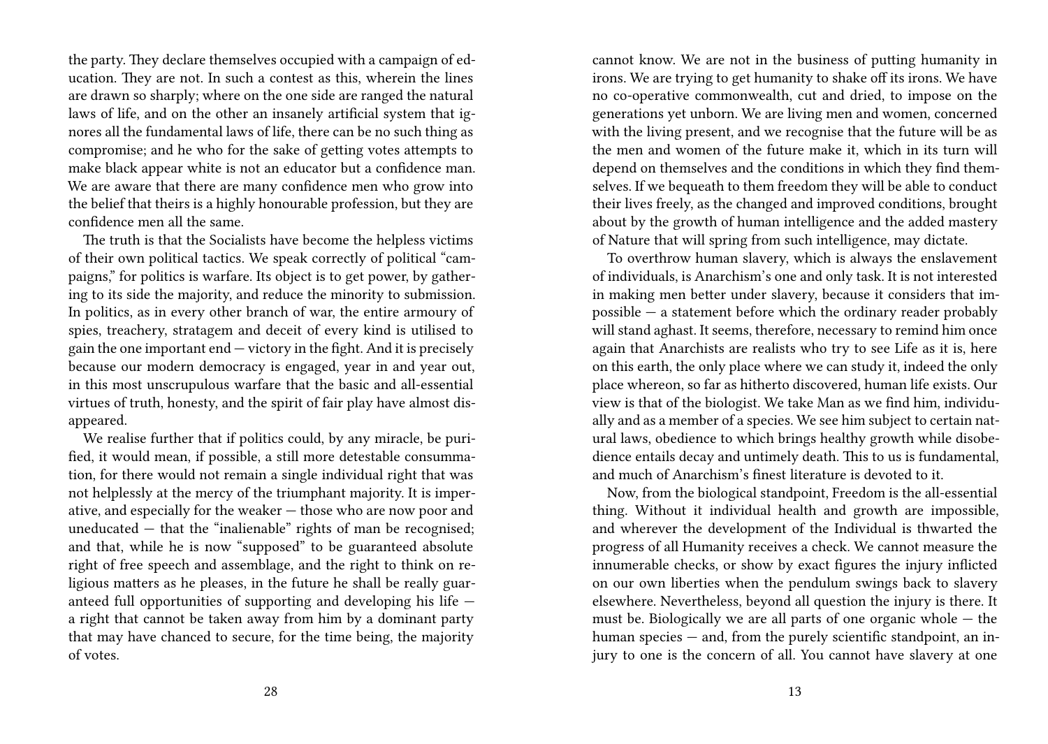the party. They declare themselves occupied with a campaign of education. They are not. In such a contest as this, wherein the lines are drawn so sharply; where on the one side are ranged the natural laws of life, and on the other an insanely artificial system that ignores all the fundamental laws of life, there can be no such thing as compromise; and he who for the sake of getting votes attempts to make black appear white is not an educator but a confidence man. We are aware that there are many confidence men who grow into the belief that theirs is a highly honourable profession, but they are confidence men all the same.

The truth is that the Socialists have become the helpless victims of their own political tactics. We speak correctly of political "campaigns," for politics is warfare. Its object is to get power, by gathering to its side the majority, and reduce the minority to submission. In politics, as in every other branch of war, the entire armoury of spies, treachery, stratagem and deceit of every kind is utilised to gain the one important end — victory in the fight. And it is precisely because our modern democracy is engaged, year in and year out, in this most unscrupulous warfare that the basic and all-essential virtues of truth, honesty, and the spirit of fair play have almost disappeared.

We realise further that if politics could, by any miracle, be purified, it would mean, if possible, a still more detestable consummation, for there would not remain a single individual right that was not helplessly at the mercy of the triumphant majority. It is imperative, and especially for the weaker — those who are now poor and uneducated — that the "inalienable" rights of man be recognised; and that, while he is now "supposed" to be guaranteed absolute right of free speech and assemblage, and the right to think on religious matters as he pleases, in the future he shall be really guaranteed full opportunities of supporting and developing his life — a right that cannot be taken away from him by a dominant party that may have chanced to secure, for the time being, the majority of votes.

cannot know. We are not in the business of putting humanity in irons. We are trying to get humanity to shake off its irons. We have no co-operative commonwealth, cut and dried, to impose on the generations yet unborn. We are living men and women, concerned with the living present, and we recognise that the future will be as the men and women of the future make it, which in its turn will depend on themselves and the conditions in which they find themselves. If we bequeath to them freedom they will be able to conduct their lives freely, as the changed and improved conditions, brought about by the growth of human intelligence and the added mastery of Nature that will spring from such intelligence, may dictate.

To overthrow human slavery, which is always the enslavement of individuals, is Anarchism's one and only task. It is not interested in making men better under slavery, because it considers that impossible — a statement before which the ordinary reader probably will stand aghast. It seems, therefore, necessary to remind him once again that Anarchists are realists who try to see Life as it is, here on this earth, the only place where we can study it, indeed the only place whereon, so far as hitherto discovered, human life exists. Our view is that of the biologist. We take Man as we find him, individually and as a member of a species. We see him subject to certain natural laws, obedience to which brings healthy growth while disobedience entails decay and untimely death. This to us is fundamental, and much of Anarchism's finest literature is devoted to it.

Now, from the biological standpoint, Freedom is the all-essential thing. Without it individual health and growth are impossible, and wherever the development of the Individual is thwarted the progress of all Humanity receives a check. We cannot measure the innumerable checks, or show by exact figures the injury inflicted on our own liberties when the pendulum swings back to slavery elsewhere. Nevertheless, beyond all question the injury is there. It must be. Biologically we are all parts of one organic whole — the human species — and, from the purely scientific standpoint, an injury to one is the concern of all. You cannot have slavery at one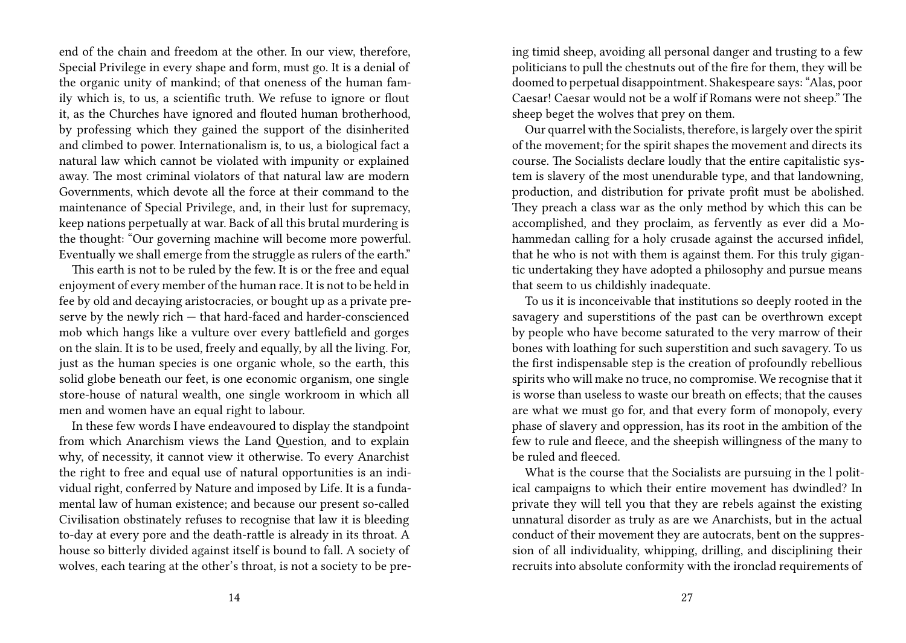end of the chain and freedom at the other. In our view, therefore, Special Privilege in every shape and form, must go. It is a denial of the organic unity of mankind; of that oneness of the human family which is, to us, a scientific truth. We refuse to ignore or flout it, as the Churches have ignored and flouted human brotherhood, by professing which they gained the support of the disinherited and climbed to power. Internationalism is, to us, a biological fact a natural law which cannot be violated with impunity or explained away. The most criminal violators of that natural law are modern Governments, which devote all the force at their command to the maintenance of Special Privilege, and, in their lust for supremacy, keep nations perpetually at war. Back of all this brutal murdering is the thought: "Our governing machine will become more powerful. Eventually we shall emerge from the struggle as rulers of the earth."

This earth is not to be ruled by the few. It is or the free and equal enjoyment of every member of the human race. It is not to be held in fee by old and decaying aristocracies, or bought up as a private preserve by the newly rich — that hard-faced and harder-conscienced mob which hangs like a vulture over every battlefield and gorges on the slain. It is to be used, freely and equally, by all the living. For, just as the human species is one organic whole, so the earth, this solid globe beneath our feet, is one economic organism, one single store-house of natural wealth, one single workroom in which all men and women have an equal right to labour.

In these few words I have endeavoured to display the standpoint from which Anarchism views the Land Question, and to explain why, of necessity, it cannot view it otherwise. To every Anarchist the right to free and equal use of natural opportunities is an individual right, conferred by Nature and imposed by Life. It is a fundamental law of human existence; and because our present so-called Civilisation obstinately refuses to recognise that law it is bleeding to-day at every pore and the death-rattle is already in its throat. A house so bitterly divided against itself is bound to fall. A society of wolves, each tearing at the other's throat, is not a society to be pre-

ing timid sheep, avoiding all personal danger and trusting to a few politicians to pull the chestnuts out of the fire for them, they will be doomed to perpetual disappointment. Shakespeare says: "Alas, poor Caesar! Caesar would not be a wolf if Romans were not sheep." The sheep beget the wolves that prey on them.

Our quarrel with the Socialists, therefore, is largely over the spirit of the movement; for the spirit shapes the movement and directs its course. The Socialists declare loudly that the entire capitalistic system is slavery of the most unendurable type, and that landowning, production, and distribution for private profit must be abolished. They preach a class war as the only method by which this can be accomplished, and they proclaim, as fervently as ever did a Mohammedan calling for a holy crusade against the accursed infidel, that he who is not with them is against them. For this truly gigantic undertaking they have adopted a philosophy and pursue means that seem to us childishly inadequate.

To us it is inconceivable that institutions so deeply rooted in the savagery and superstitions of the past can be overthrown except by people who have become saturated to the very marrow of their bones with loathing for such superstition and such savagery. To us the first indispensable step is the creation of profoundly rebellious spirits who will make no truce, no compromise. We recognise that it is worse than useless to waste our breath on effects; that the causes are what we must go for, and that every form of monopoly, every phase of slavery and oppression, has its root in the ambition of the few to rule and fleece, and the sheepish willingness of the many to be ruled and fleeced.

What is the course that the Socialists are pursuing in the l political campaigns to which their entire movement has dwindled? In private they will tell you that they are rebels against the existing unnatural disorder as truly as are we Anarchists, but in the actual conduct of their movement they are autocrats, bent on the suppression of all individuality, whipping, drilling, and disciplining their recruits into absolute conformity with the ironclad requirements of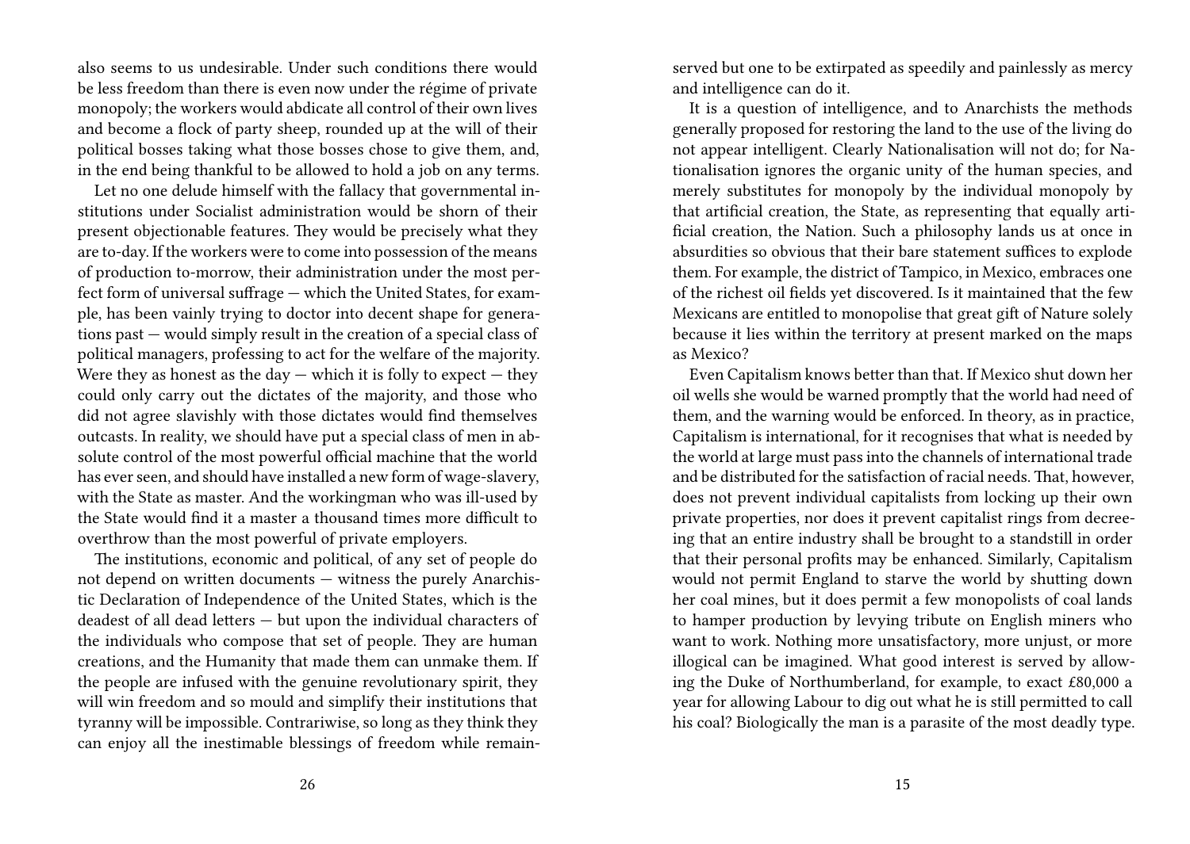also seems to us undesirable. Under such conditions there would be less freedom than there is even now under the régime of private monopoly; the workers would abdicate all control of their own lives and become a flock of party sheep, rounded up at the will of their political bosses taking what those bosses chose to give them, and, in the end being thankful to be allowed to hold a job on any terms.

Let no one delude himself with the fallacy that governmental institutions under Socialist administration would be shorn of their present objectionable features. They would be precisely what they are to-day. If the workers were to come into possession of the means of production to-morrow, their administration under the most perfect form of universal suffrage — which the United States, for example, has been vainly trying to doctor into decent shape for generations past — would simply result in the creation of a special class of political managers, professing to act for the welfare of the majority. Were they as honest as the day — which it is folly to expect — they could only carry out the dictates of the majority, and those who did not agree slavishly with those dictates would find themselves outcasts. In reality, we should have put a special class of men in absolute control of the most powerful official machine that the world has ever seen, and should have installed a new form of wage-slavery, with the State as master. And the workingman who was ill-used by the State would find it a master a thousand times more difficult to overthrow than the most powerful of private employers.

The institutions, economic and political, of any set of people do not depend on written documents — witness the purely Anarchistic Declaration of Independence of the United States, which is the deadest of all dead letters — but upon the individual characters of the individuals who compose that set of people. They are human creations, and the Humanity that made them can unmake them. If the people are infused with the genuine revolutionary spirit, they will win freedom and so mould and simplify their institutions that tyranny will be impossible. Contrariwise, so long as they think they can enjoy all the inestimable blessings of freedom while remain-

served but one to be extirpated as speedily and painlessly as mercy and intelligence can do it.

It is a question of intelligence, and to Anarchists the methods generally proposed for restoring the land to the use of the living do not appear intelligent. Clearly Nationalisation will not do; for Nationalisation ignores the organic unity of the human species, and merely substitutes for monopoly by the individual monopoly by that artificial creation, the State, as representing that equally artificial creation, the Nation. Such a philosophy lands us at once in absurdities so obvious that their bare statement suffices to explode them. For example, the district of Tampico, in Mexico, embraces one of the richest oil fields yet discovered. Is it maintained that the few Mexicans are entitled to monopolise that great gift of Nature solely because it lies within the territory at present marked on the maps as Mexico?

Even Capitalism knows better than that. If Mexico shut down her oil wells she would be warned promptly that the world had need of them, and the warning would be enforced. In theory, as in practice, Capitalism is international, for it recognises that what is needed by the world at large must pass into the channels of international trade and be distributed for the satisfaction of racial needs. That, however, does not prevent individual capitalists from locking up their own private properties, nor does it prevent capitalist rings from decreeing that an entire industry shall be brought to a standstill in order that their personal profits may be enhanced. Similarly, Capitalism would not permit England to starve the world by shutting down her coal mines, but it does permit a few monopolists of coal lands to hamper production by levying tribute on English miners who want to work. Nothing more unsatisfactory, more unjust, or more illogical can be imagined. What good interest is served by allowing the Duke of Northumberland, for example, to exact £80,000 a year for allowing Labour to dig out what he is still permitted to call his coal? Biologically the man is a parasite of the most deadly type.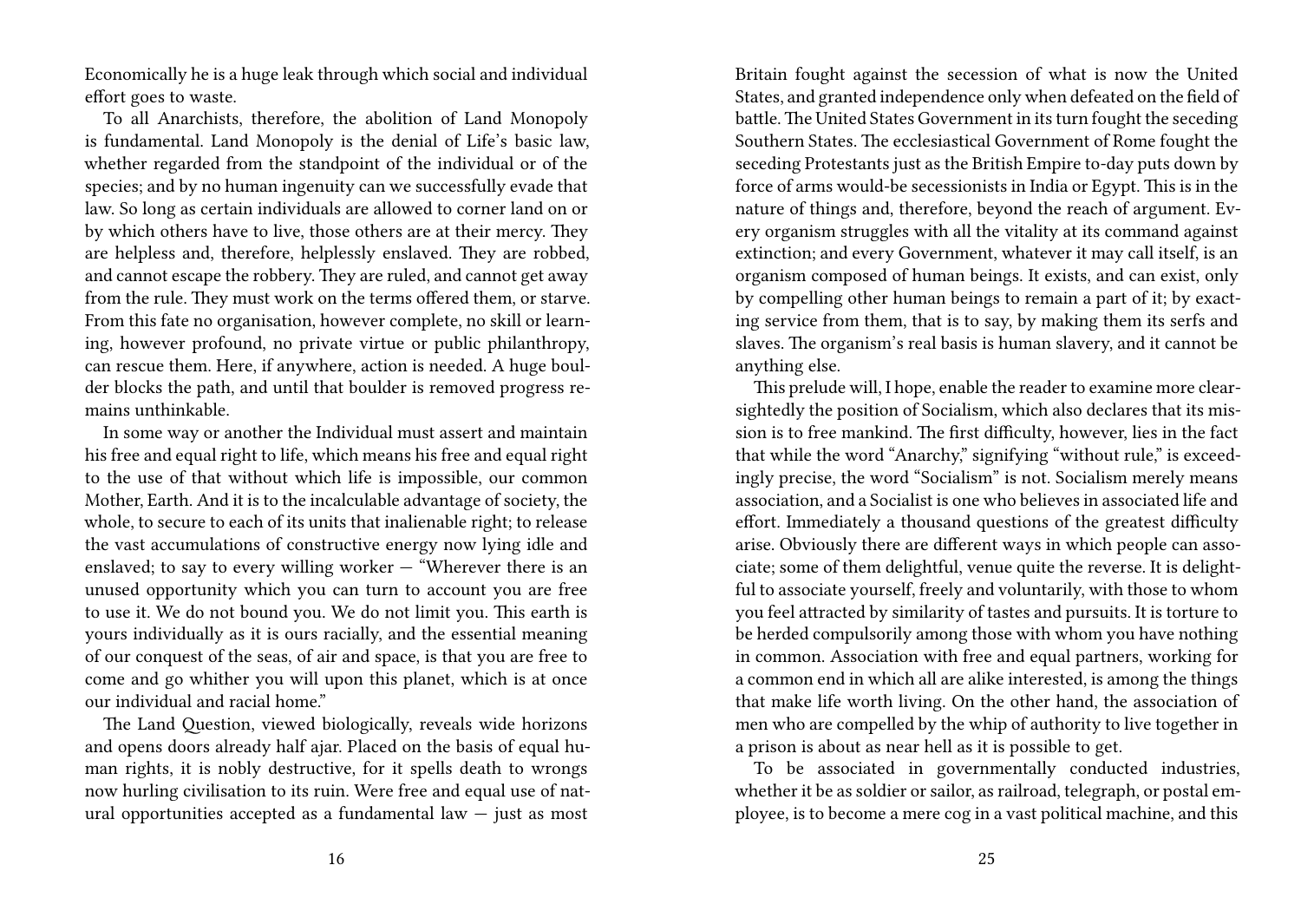Economically he is a huge leak through which social and individual effort goes to waste.

To all Anarchists, therefore, the abolition of Land Monopoly is fundamental. Land Monopoly is the denial of Life's basic law, whether regarded from the standpoint of the individual or of the species; and by no human ingenuity can we successfully evade that law. So long as certain individuals are allowed to corner land on or by which others have to live, those others are at their mercy. They are helpless and, therefore, helplessly enslaved. They are robbed, and cannot escape the robbery. They are ruled, and cannot get away from the rule. They must work on the terms offered them, or starve. From this fate no organisation, however complete, no skill or learning, however profound, no private virtue or public philanthropy, can rescue them. Here, if anywhere, action is needed. A huge boulder blocks the path, and until that boulder is removed progress remains unthinkable.

In some way or another the Individual must assert and maintain his free and equal right to life, which means his free and equal right to the use of that without which life is impossible, our common Mother, Earth. And it is to the incalculable advantage of society, the whole, to secure to each of its units that inalienable right; to release the vast accumulations of constructive energy now lying idle and enslaved; to say to every willing worker — "Wherever there is an unused opportunity which you can turn to account you are free to use it. We do not bound you. We do not limit you. This earth is yours individually as it is ours racially, and the essential meaning of our conquest of the seas, of air and space, is that you are free to come and go whither you will upon this planet, which is at once our individual and racial home."

The Land Question, viewed biologically, reveals wide horizons and opens doors already half ajar. Placed on the basis of equal human rights, it is nobly destructive, for it spells death to wrongs now hurling civilisation to its ruin. Were free and equal use of natural opportunities accepted as a fundamental law — just as most

Britain fought against the secession of what is now the United States, and granted independence only when defeated on the field of battle. The United States Government in its turn fought the seceding Southern States. The ecclesiastical Government of Rome fought the seceding Protestants just as the British Empire to-day puts down by force of arms would-be secessionists in India or Egypt. This is in the nature of things and, therefore, beyond the reach of argument. Every organism struggles with all the vitality at its command against extinction; and every Government, whatever it may call itself, is an organism composed of human beings. It exists, and can exist, only by compelling other human beings to remain a part of it; by exacting service from them, that is to say, by making them its serfs and slaves. The organism's real basis is human slavery, and it cannot be anything else.

This prelude will, I hope, enable the reader to examine more clear-sightedly the position of Socialism, which also declares that its mission is to free mankind. The first difficulty, however, lies in the fact that while the word "Anarchy," signifying "without rule," is exceedingly precise, the word "Socialism" is not. Socialism merely means association, and a Socialist is one who believes in associated life and effort. Immediately a thousand questions of the greatest difficulty arise. Obviously there are different ways in which people can associate; some of them delightful, venue quite the reverse. It is delightful to associate yourself, freely and voluntarily, with those to whom you feel attracted by similarity of tastes and pursuits. It is torture to be herded compulsorily among those with whom you have nothing in common. Association with free and equal partners, working for a common end in which all are alike interested, is among the things that make life worth living. On the other hand, the association of men who are compelled by the whip of authority to live together in a prison is about as near hell as it is possible to get.

To be associated in governmentally conducted industries, whether it be as soldier or sailor, as railroad, telegraph, or postal employee, is to become a mere cog in a vast political machine, and this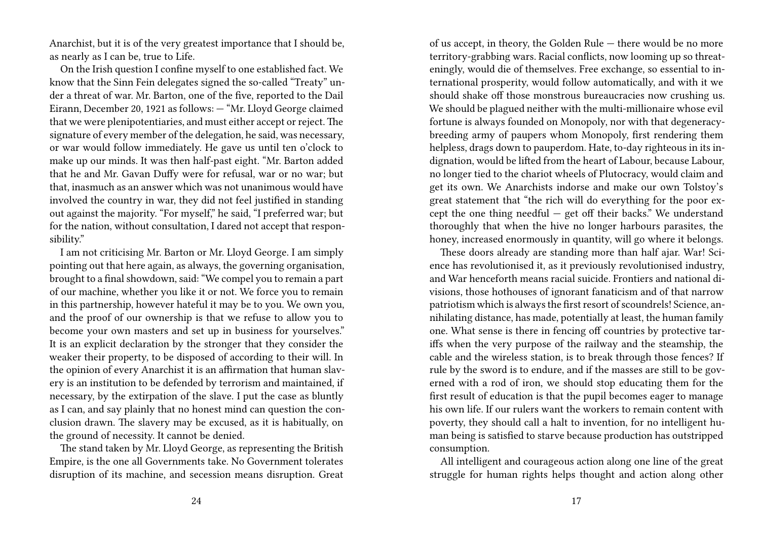Anarchist, but it is of the very greatest importance that I should be, as nearly as I can be, true to Life.

On the Irish question I confine myself to one established fact. We know that the Sinn Fein delegates signed the so-called "Treaty" under a threat of war. Mr. Barton, one of the five, reported to the Dail Eirann, December 20, 1921 as follows: — "Mr. Lloyd George claimed that we were plenipotentiaries, and must either accept or reject. The signature of every member of the delegation, he said, was necessary, or war would follow immediately. He gave us until ten o'clock to make up our minds. It was then half-past eight. "Mr. Barton added that he and Mr. Gavan Duffy were for refusal, war or no war; but that, inasmuch as an answer which was not unanimous would have involved the country in war, they did not feel justified in standing out against the majority. "For myself," he said, "I preferred war; but for the nation, without consultation, I dared not accept that responsibility."

I am not criticising Mr. Barton or Mr. Lloyd George. I am simply pointing out that here again, as always, the governing organisation, brought to a final showdown, said: "We compel you to remain a part of our machine, whether you like it or not. We force you to remain in this partnership, however hateful it may be to you. We own you, and the proof of our ownership is that we refuse to allow you to become your own masters and set up in business for yourselves." It is an explicit declaration by the stronger that they consider the weaker their property, to be disposed of according to their will. In the opinion of every Anarchist it is an affirmation that human slavery is an institution to be defended by terrorism and maintained, if necessary, by the extirpation of the slave. I put the case as bluntly as I can, and say plainly that no honest mind can question the conclusion drawn. The slavery may be excused, as it is habitually, on the ground of necessity. It cannot be denied.

The stand taken by Mr. Lloyd George, as representing the British Empire, is the one all Governments take. No Government tolerates disruption of its machine, and secession means disruption. Great

of us accept, in theory, the Golden Rule — there would be no more territory-grabbing wars. Racial conflicts, now looming up so threateningly, would die of themselves. Free exchange, so essential to international prosperity, would follow automatically, and with it we should shake off those monstrous bureaucracies now crushing us. We should be plagued neither with the multi-millionaire whose evil fortune is always founded on Monopoly, nor with that degeneracy-breeding army of paupers whom Monopoly, first rendering them helpless, drags down to pauperdom. Hate, to-day righteous in its indignation, would be lifted from the heart of Labour, because Labour, no longer tied to the chariot wheels of Plutocracy, would claim and get its own. We Anarchists indorse and make our own Tolstoy's great statement that "the rich will do everything for the poor except the one thing needful — get off their backs." We understand thoroughly that when the hive no longer harbours parasites, the honey, increased enormously in quantity, will go where it belongs.

These doors already are standing more than half ajar. War! Science has revolutionised it, as it previously revolutionised industry, and War henceforth means racial suicide. Frontiers and national divisions, those hothouses of ignorant fanaticism and of that narrow patriotism which is always the first resort of scoundrels! Science, annihilating distance, has made, potentially at least, the human family one. What sense is there in fencing off countries by protective tariffs when the very purpose of the railway and the steamship, the cable and the wireless station, is to break through those fences? If rule by the sword is to endure, and if the masses are still to be governed with a rod of iron, we should stop educating them for the first result of education is that the pupil becomes eager to manage his own life. If our rulers want the workers to remain content with poverty, they should call a halt to invention, for no intelligent human being is satisfied to starve because production has outstripped consumption.

All intelligent and courageous action along one line of the great struggle for human rights helps thought and action along other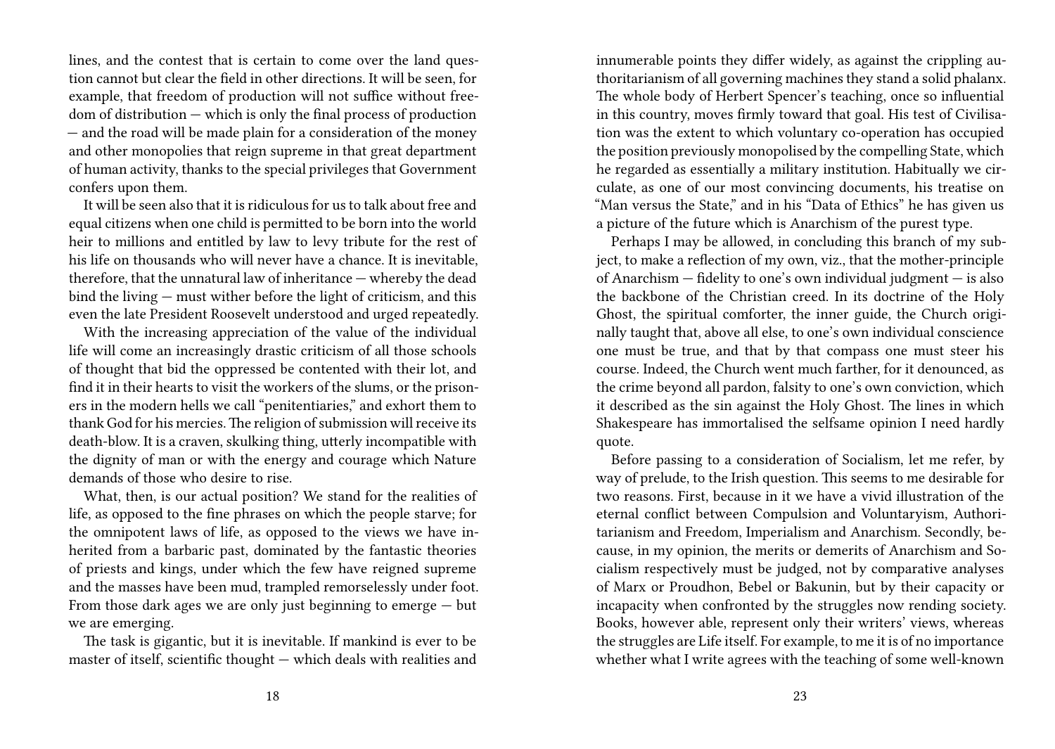lines, and the contest that is certain to come over the land question cannot but clear the field in other directions. It will be seen, for example, that freedom of production will not suffice without freedom of distribution — which is only the final process of production — and the road will be made plain for a consideration of the money and other monopolies that reign supreme in that great department of human activity, thanks to the special privileges that Government confers upon them.

It will be seen also that it is ridiculous for us to talk about free and equal citizens when one child is permitted to be born into the world heir to millions and entitled by law to levy tribute for the rest of his life on thousands who will never have a chance. It is inevitable, therefore, that the unnatural law of inheritance — whereby the dead bind the living — must wither before the light of criticism, and this even the late President Roosevelt understood and urged repeatedly.

With the increasing appreciation of the value of the individual life will come an increasingly drastic criticism of all those schools of thought that bid the oppressed be contented with their lot, and find it in their hearts to visit the workers of the slums, or the prisoners in the modern hells we call "penitentiaries," and exhort them to thank God for his mercies. The religion of submission will receive its death-blow. It is a craven, skulking thing, utterly incompatible with the dignity of man or with the energy and courage which Nature demands of those who desire to rise.

What, then, is our actual position? We stand for the realities of life, as opposed to the fine phrases on which the people starve; for the omnipotent laws of life, as opposed to the views we have inherited from a barbaric past, dominated by the fantastic theories of priests and kings, under which the few have reigned supreme and the masses have been mud, trampled remorselessly under foot. From those dark ages we are only just beginning to emerge — but we are emerging.

The task is gigantic, but it is inevitable. If mankind is ever to be master of itself, scientific thought — which deals with realities and

innumerable points they differ widely, as against the crippling authoritarianism of all governing machines they stand a solid phalanx. The whole body of Herbert Spencer's teaching, once so influential in this country, moves firmly toward that goal. His test of Civilisation was the extent to which voluntary co-operation has occupied the position previously monopolised by the compelling State, which he regarded as essentially a military institution. Habitually we circulate, as one of our most convincing documents, his treatise on "Man versus the State," and in his "Data of Ethics" he has given us a picture of the future which is Anarchism of the purest type.

Perhaps I may be allowed, in concluding this branch of my subject, to make a reflection of my own, viz., that the mother-principle of Anarchism — fidelity to one's own individual judgment — is also the backbone of the Christian creed. In its doctrine of the Holy Ghost, the spiritual comforter, the inner guide, the Church originally taught that, above all else, to one's own individual conscience one must be true, and that by that compass one must steer his course. Indeed, the Church went much farther, for it denounced, as the crime beyond all pardon, falsity to one's own conviction, which it described as the sin against the Holy Ghost. The lines in which Shakespeare has immortalised the selfsame opinion I need hardly quote.

Before passing to a consideration of Socialism, let me refer, by way of prelude, to the Irish question. This seems to me desirable for two reasons. First, because in it we have a vivid illustration of the eternal conflict between Compulsion and Voluntaryism, Authoritarianism and Freedom, Imperialism and Anarchism. Secondly, because, in my opinion, the merits or demerits of Anarchism and Socialism respectively must be judged, not by comparative analyses of Marx or Proudhon, Bebel or Bakunin, but by their capacity or incapacity when confronted by the struggles now rending society. Books, however able, represent only their writers' views, whereas the struggles are Life itself. For example, to me it is of no importance whether what I write agrees with the teaching of some well-known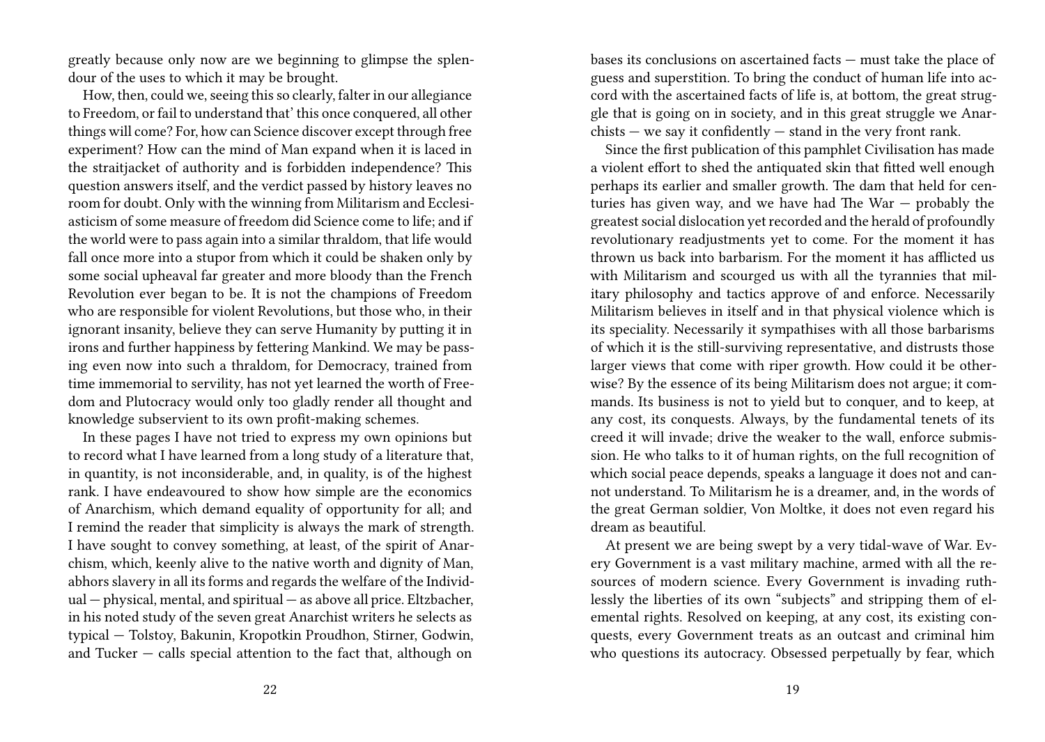greatly because only now are we beginning to glimpse the splendour of the uses to which it may be brought.

How, then, could we, seeing this so clearly, falter in our allegiance to Freedom, or fail to understand that' this once conquered, all other things will come? For, how can Science discover except through free experiment? How can the mind of Man expand when it is laced in the straitjacket of authority and is forbidden independence? This question answers itself, and the verdict passed by history leaves no room for doubt. Only with the winning from Militarism and Ecclesiasticism of some measure of freedom did Science come to life; and if the world were to pass again into a similar thraldom, that life would fall once more into a stupor from which it could be shaken only by some social upheaval far greater and more bloody than the French Revolution ever began to be. It is not the champions of Freedom who are responsible for violent Revolutions, but those who, in their ignorant insanity, believe they can serve Humanity by putting it in irons and further happiness by fettering Mankind. We may be passing even now into such a thraldom, for Democracy, trained from time immemorial to servility, has not yet learned the worth of Freedom and Plutocracy would only too gladly render all thought and knowledge subservient to its own profit-making schemes.

In these pages I have not tried to express my own opinions but to record what I have learned from a long study of a literature that, in quantity, is not inconsiderable, and, in quality, is of the highest rank. I have endeavoured to show how simple are the economics of Anarchism, which demand equality of opportunity for all; and I remind the reader that simplicity is always the mark of strength. I have sought to convey something, at least, of the spirit of Anarchism, which, keenly alive to the native worth and dignity of Man, abhors slavery in all its forms and regards the welfare of the Individual — physical, mental, and spiritual — as above all price. Eltzbacher, in his noted study of the seven great Anarchist writers he selects as typical — Tolstoy, Bakunin, Kropotkin Proudhon, Stirner, Godwin, and Tucker — calls special attention to the fact that, although on

bases its conclusions on ascertained facts — must take the place of guess and superstition. To bring the conduct of human life into accord with the ascertained facts of life is, at bottom, the great struggle that is going on in society, and in this great struggle we Anarchists — we say it confidently — stand in the very front rank.

Since the first publication of this pamphlet Civilisation has made a violent effort to shed the antiquated skin that fitted well enough perhaps its earlier and smaller growth. The dam that held for centuries has given way, and we have had The War — probably the greatest social dislocation yet recorded and the herald of profoundly revolutionary readjustments yet to come. For the moment it has thrown us back into barbarism. For the moment it has afflicted us with Militarism and scourged us with all the tyrannies that military philosophy and tactics approve of and enforce. Necessarily Militarism believes in itself and in that physical violence which is its speciality. Necessarily it sympathises with all those barbarisms of which it is the still-surviving representative, and distrusts those larger views that come with riper growth. How could it be otherwise? By the essence of its being Militarism does not argue; it commands. Its business is not to yield but to conquer, and to keep, at any cost, its conquests. Always, by the fundamental tenets of its creed it will invade; drive the weaker to the wall, enforce submission. He who talks to it of human rights, on the full recognition of which social peace depends, speaks a language it does not and cannot understand. To Militarism he is a dreamer, and, in the words of the great German soldier, Von Moltke, it does not even regard his dream as beautiful.

At present we are being swept by a very tidal-wave of War. Every Government is a vast military machine, armed with all the resources of modern science. Every Government is invading ruthlessly the liberties of its own "subjects" and stripping them of elemental rights. Resolved on keeping, at any cost, its existing conquests, every Government treats as an outcast and criminal him who questions its autocracy. Obsessed perpetually by fear, which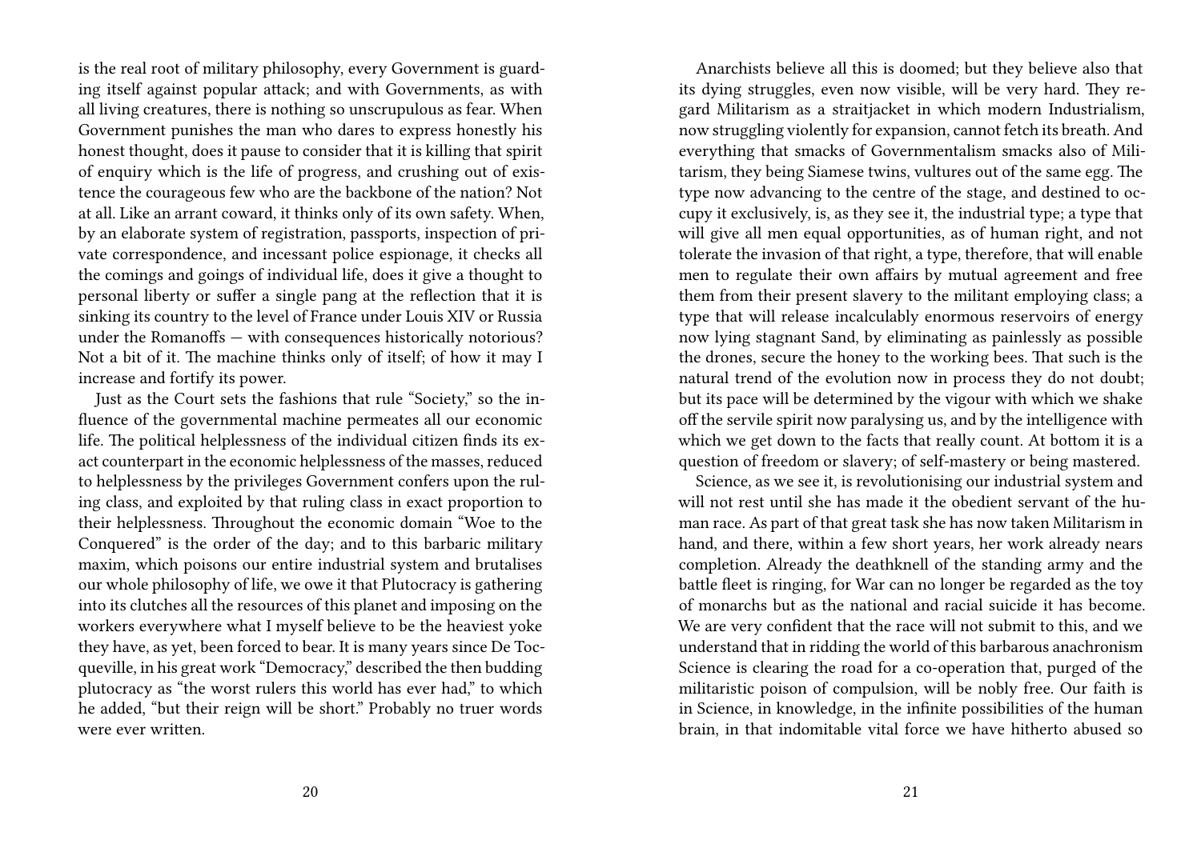is the real root of military philosophy, every Government is guarding itself against popular attack; and with Governments, as with all living creatures, there is nothing so unscrupulous as fear. When Government punishes the man who dares to express honestly his honest thought, does it pause to consider that it is killing that spirit of enquiry which is the life of progress, and crushing out of existence the courageous few who are the backbone of the nation? Not at all. Like an arrant coward, it thinks only of its own safety. When, by an elaborate system of registration, passports, inspection of private correspondence, and incessant police espionage, it checks all the comings and goings of individual life, does it give a thought to personal liberty or suffer a single pang at the reflection that it is sinking its country to the level of France under Louis XIV or Russia under the Romanoffs — with consequences historically notorious? Not a bit of it. The machine thinks only of itself; of how it may I increase and fortify its power.

Just as the Court sets the fashions that rule "Society," so the influence of the governmental machine permeates all our economic life. The political helplessness of the individual citizen finds its exact counterpart in the economic helplessness of the masses, reduced to helplessness by the privileges Government confers upon the ruling class, and exploited by that ruling class in exact proportion to their helplessness. Throughout the economic domain "Woe to the Conquered" is the order of the day; and to this barbaric military maxim, which poisons our entire industrial system and brutalises our whole philosophy of life, we owe it that Plutocracy is gathering into its clutches all the resources of this planet and imposing on the workers everywhere what I myself believe to be the heaviest yoke they have, as yet, been forced to bear. It is many years since De Tocqueville, in his great work "Democracy," described the then budding plutocracy as "the worst rulers this world has ever had," to which he added, "but their reign will be short." Probably no truer words were ever written.

Anarchists believe all this is doomed; but they believe also that its dying struggles, even now visible, will be very hard. They regard Militarism as a straitjacket in which modern Industrialism, now struggling violently for expansion, cannot fetch its breath. And everything that smacks of Governmentalism smacks also of Militarism, they being Siamese twins, vultures out of the same egg. The type now advancing to the centre of the stage, and destined to occupy it exclusively, is, as they see it, the industrial type; a type that will give all men equal opportunities, as of human right, and not tolerate the invasion of that right, a type, therefore, that will enable men to regulate their own affairs by mutual agreement and free them from their present slavery to the militant employing class; a type that will release incalculably enormous reservoirs of energy now lying stagnant Sand, by eliminating as painlessly as possible the drones, secure the honey to the working bees. That such is the natural trend of the evolution now in process they do not doubt; but its pace will be determined by the vigour with which we shake off the servile spirit now paralysing us, and by the intelligence with which we get down to the facts that really count. At bottom it is a question of freedom or slavery; of self-mastery or being mastered.

Science, as we see it, is revolutionising our industrial system and will not rest until she has made it the obedient servant of the human race. As part of that great task she has now taken Militarism in hand, and there, within a few short years, her work already nears completion. Already the deathknell of the standing army and the battle fleet is ringing, for War can no longer be regarded as the toy of monarchs but as the national and racial suicide it has become. We are very confident that the race will not submit to this, and we understand that in ridding the world of this barbarous anachronism Science is clearing the road for a co-operation that, purged of the militaristic poison of compulsion, will be nobly free. Our faith is in Science, in knowledge, in the infinite possibilities of the human brain, in that indomitable vital force we have hitherto abused so